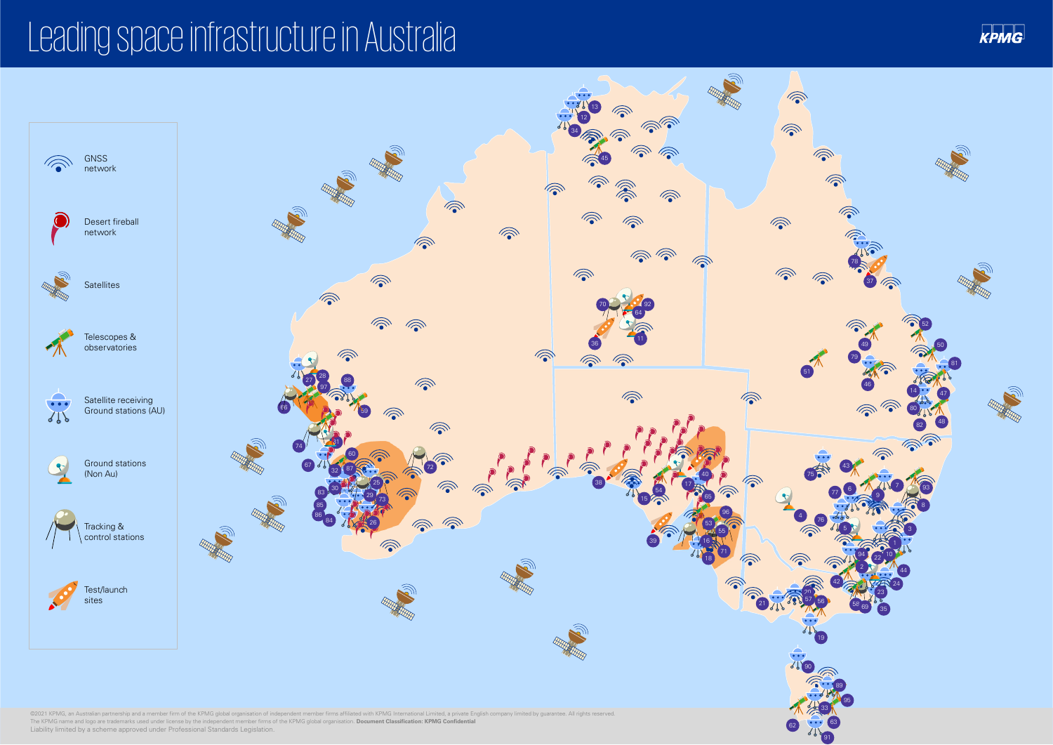# Leading space infrastructure in Australia

KPMG

- GNSS network
- Desert fireball network
- Satellites
- Telescopes & observatories
- Satellite receiving Ground stations (AU)
- Ground stations (Non Au)
- Tracking & control stations
- Test/launch sites

©2021 KPMG, an Australian partnership and a member firm of the KPMG global organisation of independent member firms affiliated with KPMG International Limited, a private English company limited by guarantee. All rights reserved.
The KPMG name and logo are trademarks used under license by the independent member firms of the KPMG global organisation. **Document Classification: KPMG Confidential**
Liability limited by a scheme approved under Professional Standards Legislation.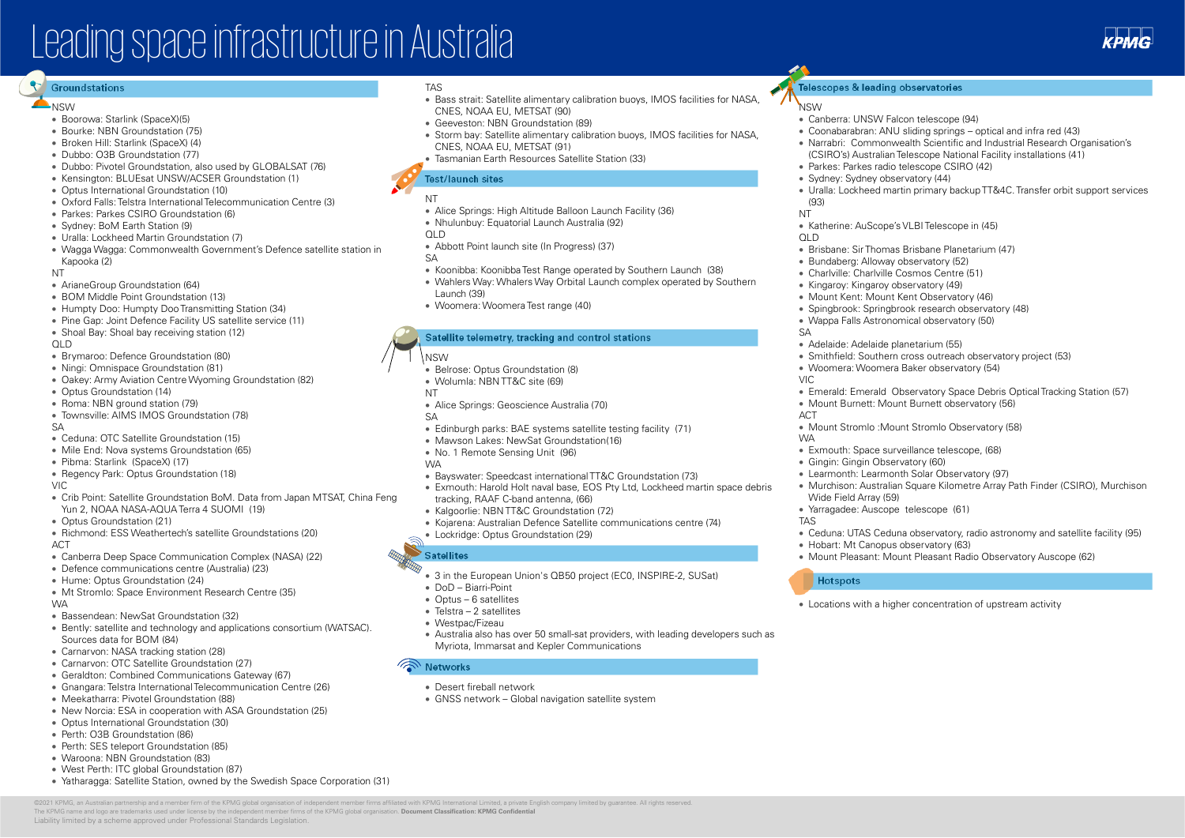# Leading space infrastructure in Australia

## Groundstations

NSW

- Boorowa: Starlink (SpaceX)(5)
- Bourke: NBN Groundstation (75)
- Broken Hill: Starlink (SpaceX) (4)
- Dubbo: O3B Groundstation (77)
- Dubbo: Pivotel Groundstation, also used by GLOBALSAT (76)
- Kensington: BLUEsat UNSW/ACSER Groundstation (1)
- Optus International Groundstation (10)
- Oxford Falls: Telstra International Telecommunication Centre (3)
- Parkes: Parkes CSIRO Groundstation (6)
- Sydney: BoM Earth Station (9)
- Uralla: Lockheed Martin Groundstation (7)
- Wagga Wagga: Commonwealth Government's Defence satellite station in Kapooka (2)

NT

- ArianeGroup Groundstation (64)
- BOM Middle Point Groundstation (13)
- Humpty Doo: Humpty Doo Transmitting Station (34)
- Pine Gap: Joint Defence Facility US satellite service (11)
- Shoal Bay: Shoal bay receiving station (12)

QLD

- Brymaroo: Defence Groundstation (80)
- Ningi: Omnispace Groundstation (81)
- Oakey: Army Aviation Centre Wyoming Groundstation (82)
- Optus Groundstation (14)
- Roma: NBN ground station (79)
- Townsville: AIMS IMOS Groundstation (78)

SA

- Ceduna: OTC Satellite Groundstation (15)
- Mile End: Nova systems Groundstation (65)
- Pibma: Starlink (SpaceX) (17)
- Regency Park: Optus Groundstation (18)

VIC

- Crib Point: Satellite Groundstation BoM. Data from Japan MTSAT, China Feng Yun 2, NOAA NASA-AQUA Terra 4 SUOMI (19)
- Optus Groundstation (21)
- Richmond: ESS Weathertech's satellite Groundstations (20)

ACT

- Canberra Deep Space Communication Complex (NASA) (22)
- Defence communications centre (Australia) (23)
- Hume: Optus Groundstation (24)
- Mt Stromlo: Space Environment Research Centre (35)

WA

- Bassendean: NewSat Groundstation (32)
- Bently: satellite and technology and applications consortium (WATSAC). Sources data for BOM (84)
- Carnarvon: NASA tracking station (28)
- Carnarvon: OTC Satellite Groundstation (27)
- Geraldton: Combined Communications Gateway (67)
- Gnangara: Telstra International Telecommunication Centre (26)
- Meekatharra: Pivotel Groundstation (88)
- New Norcia: ESA in cooperation with ASA Groundstation (25)
- Optus International Groundstation (30)
- Perth: O3B Groundstation (86)
- Perth: SES teleport Groundstation (85)
- Waroona: NBN Groundstation (83)
- West Perth: ITC global Groundstation (87)
- Yatharagga: Satellite Station, owned by the Swedish Space Corporation (31)

TAS

- Bass strait: Satellite alimentary calibration buoys, IMOS facilities for NASA, CNES, NOAA EU, METSAT (90)
- Geeveston: NBN Groundstation (89)
- Storm bay: Satellite alimentary calibration buoys, IMOS facilities for NASA, CNES, NOAA EU, METSAT (91)
- Tasmanian Earth Resources Satellite Station (33)

## Test/launch sites

NT

- Alice Springs: High Altitude Balloon Launch Facility (36)
- Nhulunbuy: Equatorial Launch Australia (92)

QLD

- Abbott Point launch site (In Progress) (37)

SA

- Koonibba: Koonibba Test Range operated by Southern Launch (38)
- Wahlers Way: Whalers Way Orbital Launch complex operated by Southern Launch (39)
- Woomera: Woomera Test range (40)

## Satellite telemetry, tracking and control stations

NSW

- Belrose: Optus Groundstation (8)
- Wolumla: NBN TT&C site (69)

NT

- Alice Springs: Geoscience Australia (70)

SA

- Edinburgh parks: BAE systems satellite testing facility (71)
- Mawson Lakes: NewSat Groundstation(16)
- No. 1 Remote Sensing Unit (96)

WA

- Bayswater: Speedcast international TT&C Groundstation (73)
- Exmouth: Harold Holt naval base, EOS Pty Ltd, Lockheed martin space debris tracking, RAAF C-band antenna, (66)
- Kalgoorlie: NBN TT&C Groundstation (72)
- Kojarena: Australian Defence Satellite communications centre (74)
- Lockridge: Optus Groundstation (29)

## Satellites

- 3 in the European Union's QB50 project (EC0, INSPIRE-2, SUSat)
- DoD – Biarri-Point
- Optus – 6 satellites
- Telstra – 2 satellites
- Westpac/Fizeau
- Australia also has over 50 small-sat providers, with leading developers such as Myriota, Immarsat and Kepler Communications

## Networks

- Desert fireball network
- GNSS network – Global navigation satellite system

## Telescopes & leading observatories

NSW

- Canberra: UNSW Falcon telescope (94)
- Coonabarabran: ANU sliding springs – optical and infra red (43)
- Narrabri: Commonwealth Scientific and Industrial Research Organisation's (CSIRO's) Australian Telescope National Facility installations (41)
- Parkes: Parkes radio telescope CSIRO (42)
- Sydney: Sydney observatory (44)
- Uralla: Lockheed martin primary backup TT&C. Transfer orbit support services (93)

NT

- Katherine: AuScope's VLBI Telescope in (45)

QLD

- Brisbane: Sir Thomas Brisbane Planetarium (47)
- Bundaberg: Alloway observatory (52)
- Charlville: Charlville Cosmos Centre (51)
- Kingaroy: Kingaroy observatory (49)
- Mount Kent: Mount Kent Observatory (46)
- Spingbrook: Springbrook research observatory (48)
- Wappa Falls Astronomical observatory (50)

SA

- Adelaide: Adelaide planetarium (55)
- Smithfield: Southern cross outreach observatory project (53)
- Woomera: Woomera Baker observatory (54)

VIC

- Emerald: Emerald Observatory Space Debris Optical Tracking Station (57)
- Mount Burnett: Mount Burnett observatory (56)

ACT

- Mount Stromlo :Mount Stromlo Observatory (58)

WA

- Exmouth: Space surveillance telescope, (68)
- Gingin: Gingin Observatory (60)
- Learmonth: Learmonth Solar Observatory (97)
- Murchison: Australian Square Kilometre Array Path Finder (CSIRO), Murchison Wide Field Array (59)
- Yarragadee: Auscope telescope (61)

TAS

- Ceduna: UTAS Ceduna observatory, radio astronomy and satellite facility (95)
- Hobart: Mt Canopus observatory (63)
- Mount Pleasant: Mount Pleasant Radio Observatory Auscope (62)

## Hotspots

- Locations with a higher concentration of upstream activity

©2021 KPMG, an Australian partnership and a member firm of the KPMG global organisation of independent member firms affiliated with KPMG International Limited, a private English company limited by guarantee. All rights reserved.
The KPMG name and logo are trademarks used under license by the independent member firms of the KPMG global organisation. **Document Classification: KPMG Confidential**
Liability limited by a scheme approved under Professional Standards Legislation.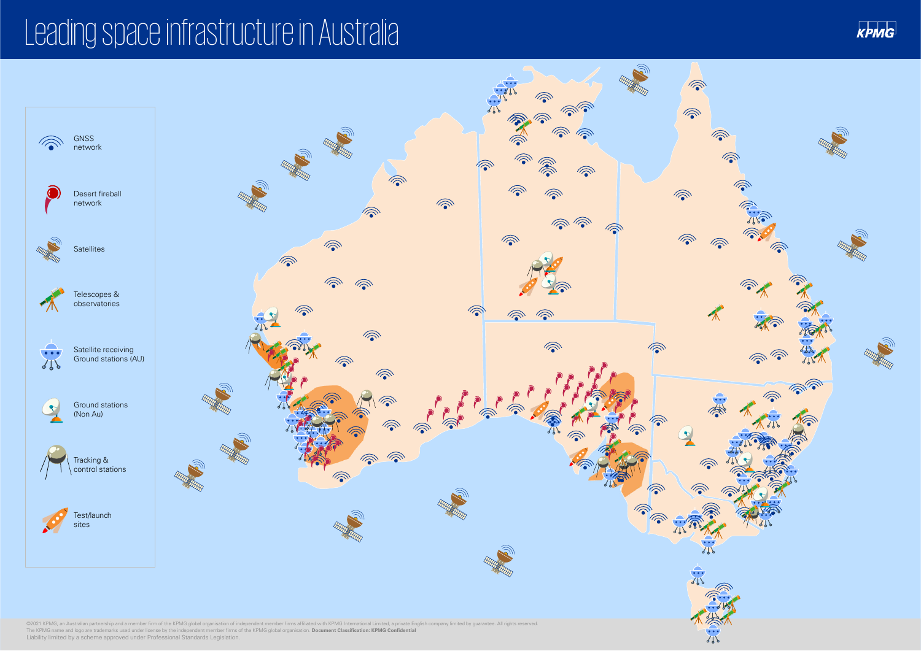# Leading space infrastructure in Australia

GNSS network

Desert fireball network

Satellites

Telescopes & observatories

Satellite receiving Ground stations (AU)

Ground stations (Non Au)

Tracking & control stations

Test/launch sites

©2021 KPMG, an Australian partnership and a member firm of the KPMG global organisation of independent member firms affiliated with KPMG International Limited, a private English company limited by guarantee. All rights reserved.
The KPMG name and logo are trademarks used under license by the independent member firms of the KPMG global organisation. **Document Classification: KPMG Confidential**
Liability limited by a scheme approved under Professional Standards Legislation.